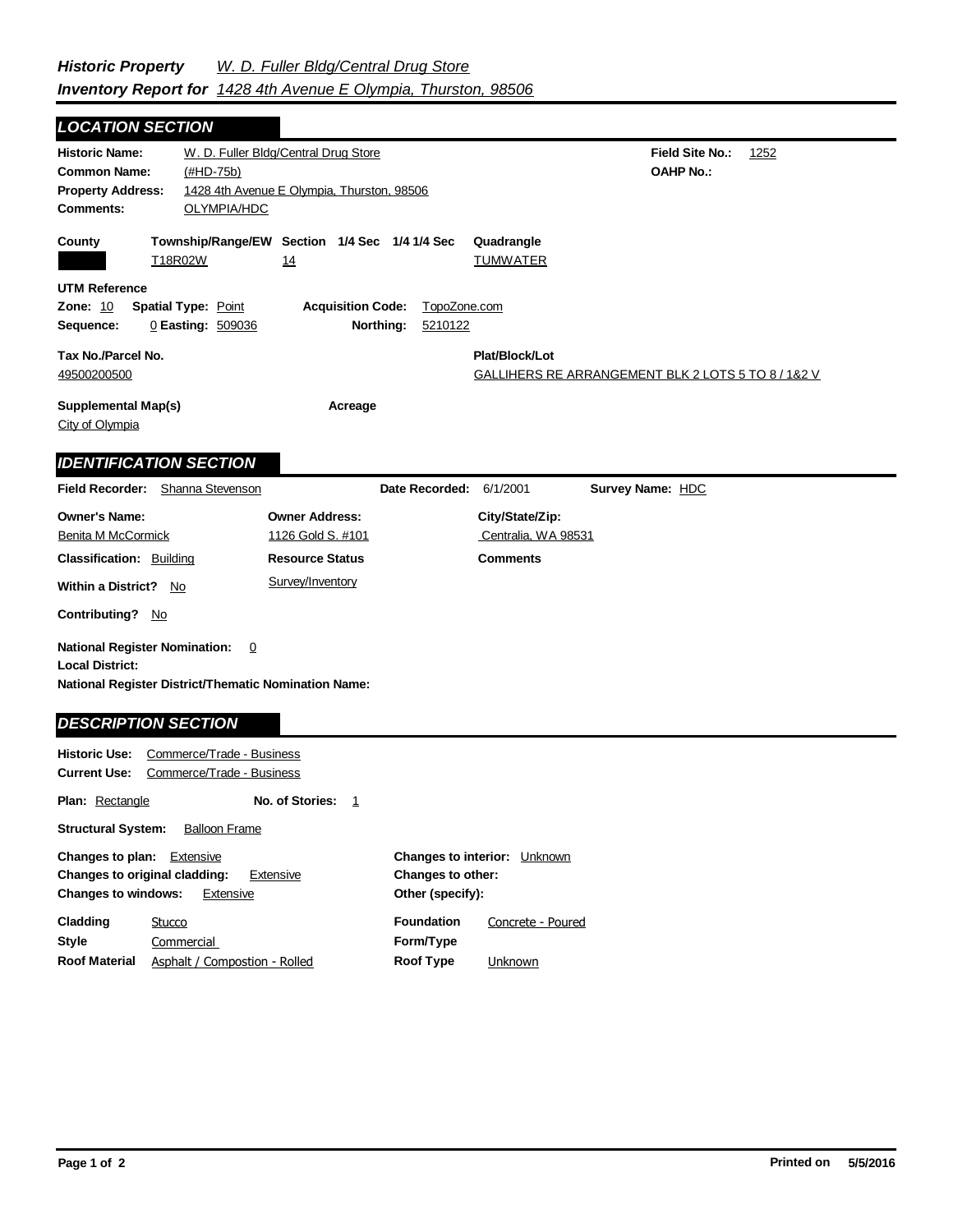***Historic Property*** *W. D. Fuller Bldg/Central Drug Store*
***Inventory Report for*** *1428 4th Avenue E Olympia, Thurston, 98506*

## LOCATION SECTION

**Historic Name:** W. D. Fuller Bldg/Central Drug Store
**Field Site No.:** 1252
**Common Name:** (#HD-75b)
**OAHP No.:**
**Property Address:** 1428 4th Avenue E Olympia, Thurston, 98506
**Comments:** OLYMPIA/HDC

| County | Township/Range/EW | Section | 1/4 Sec | 1/4 1/4 Sec | Quadrangle |
|---|---|---|---|---|---|
| | T18R02W | 14 | | | TUMWATER |

**UTM Reference**
**Zone:** 10 **Spatial Type:** Point **Acquisition Code:** TopoZone.com
**Sequence:** 0 **Easting:** 509036 **Northing:** 5210122

**Tax No./Parcel No.**
49500200500

**Plat/Block/Lot**
GALLIHERS RE ARRANGEMENT BLK 2 LOTS 5 TO 8 / 1&2 V

**Supplemental Map(s)**
City of Olympia

**Acreage**

## IDENTIFICATION SECTION

**Field Recorder:** Shanna Stevenson **Date Recorded:** 6/1/2001 **Survey Name:** HDC

**Owner's Name:** Benita M McCormick
**Owner Address:** 1126 Gold S. #101
**City/State/Zip:** Centralia, WA 98531

**Classification:** Building
**Resource Status:** Survey/Inventory
**Comments**

**Within a District?** No

**Contributing?** No

**National Register Nomination:** 0
**Local District:**
**National Register District/Thematic Nomination Name:**

## DESCRIPTION SECTION

**Historic Use:** Commerce/Trade - Business
**Current Use:** Commerce/Trade - Business

**Plan:** Rectangle **No. of Stories:** 1

**Structural System:** Balloon Frame

**Changes to plan:** Extensive
**Changes to original cladding:** Extensive
**Changes to windows:** Extensive
**Changes to interior:** Unknown
**Changes to other:**
**Other (specify):**

**Cladding** Stucco
**Style** Commercial
**Roof Material** Asphalt / Compostion - Rolled
**Foundation** Concrete - Poured
**Form/Type**
**Roof Type** Unknown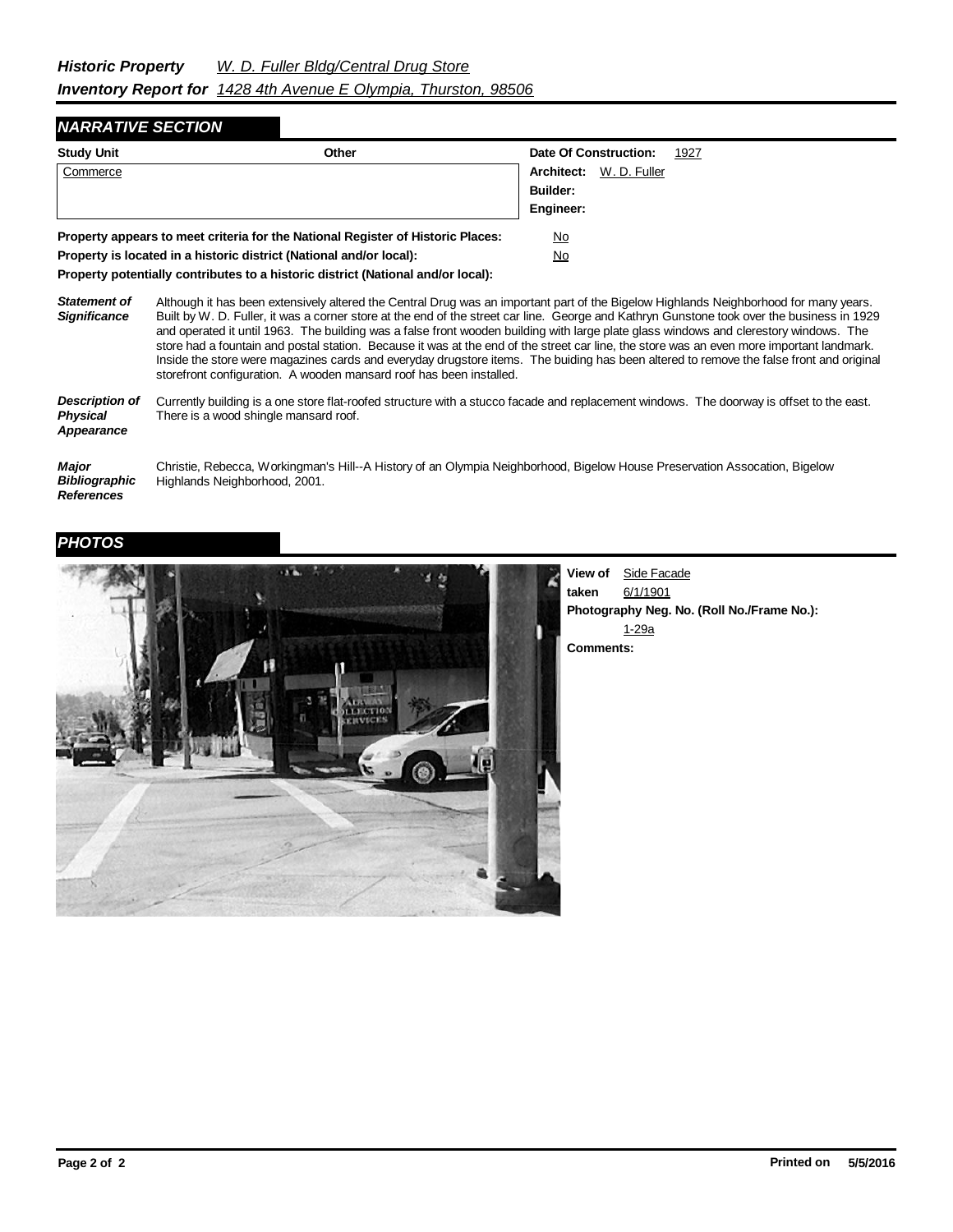***Historic Property Inventory Report for*** *W. D. Fuller Bldg/Central Drug Store*
*1428 4th Avenue E Olympia, Thurston, 98506*

## *NARRATIVE SECTION*

| Study Unit | Other |
|---|---|
| Commerce | |

**Date Of Construction:** 1927
**Architect:** W. D. Fuller
**Builder:**
**Engineer:**

**Property appears to meet criteria for the National Register of Historic Places:** No
**Property is located in a historic district (National and/or local):** No
**Property potentially contributes to a historic district (National and/or local):**

***Statement of Significance***

Although it has been extensively altered the Central Drug was an important part of the Bigelow Highlands Neighborhood for many years. Built by W. D. Fuller, it was a corner store at the end of the street car line. George and Kathryn Gunstone took over the business in 1929 and operated it until 1963. The building was a false front wooden building with large plate glass windows and clerestory windows. The store had a fountain and postal station. Because it was at the end of the street car line, the store was an even more important landmark. Inside the store were magazines cards and everyday drugstore items. The buiding has been altered to remove the false front and original storefront configuration. A wooden mansard roof has been installed.

***Description of Physical Appearance***

Currently building is a one store flat-roofed structure with a stucco facade and replacement windows. The doorway is offset to the east. There is a wood shingle mansard roof.

***Major Bibliographic References***

Christie, Rebecca, Workingman's Hill--A History of an Olympia Neighborhood, Bigelow House Preservation Assocation, Bigelow Highlands Neighborhood, 2001.

## *PHOTOS*

**View of** Side Facade
**taken** 6/1/1901
**Photography Neg. No. (Roll No./Frame No.):** 1-29a
**Comments:**